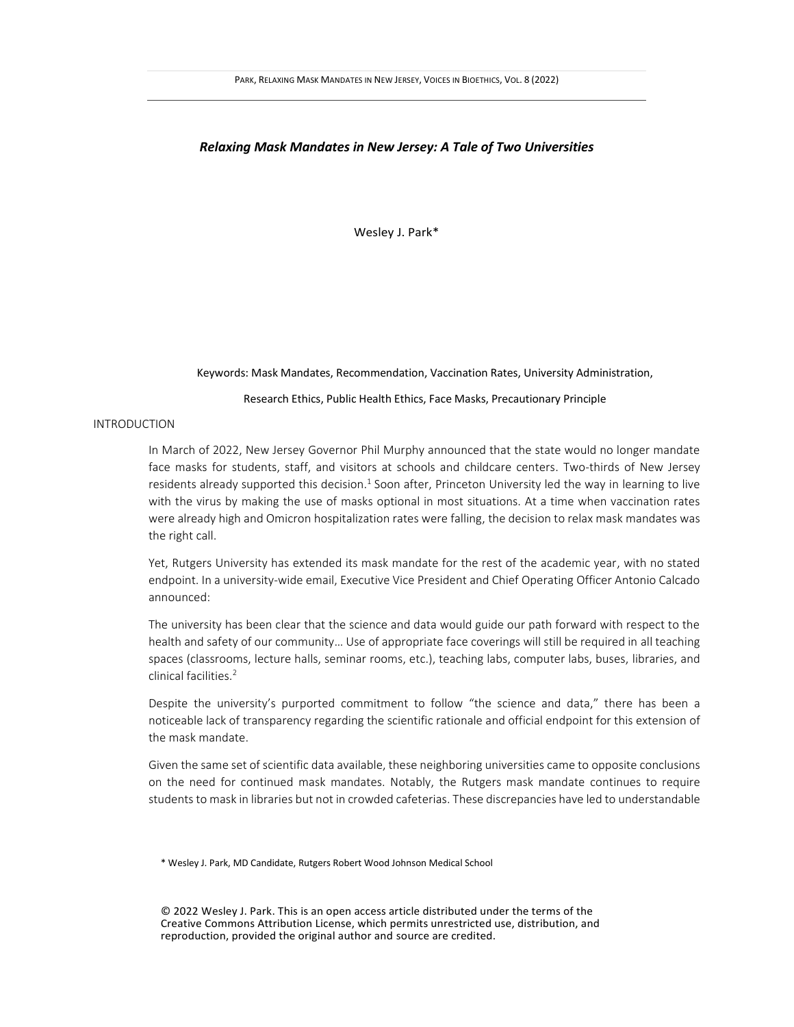# *Relaxing Mask Mandates in New Jersey: A Tale of Two Universities*

Wesley J. Park*

Keywords: Mask Mandates, Recommendation, Vaccination Rates, University Administration, Research Ethics, Public Health Ethics, Face Masks, Precautionary Principle

## INTRODUCTION

In March of 2022, New Jersey Governor Phil Murphy announced that the state would no longer mandate face masks for students, staff, and visitors at schools and childcare centers. Two-thirds of New Jersey residents already supported this decision.[1] Soon after, Princeton University led the way in learning to live with the virus by making the use of masks optional in most situations. At a time when vaccination rates were already high and Omicron hospitalization rates were falling, the decision to relax mask mandates was the right call.

Yet, Rutgers University has extended its mask mandate for the rest of the academic year, with no stated endpoint. In a university-wide email, Executive Vice President and Chief Operating Officer Antonio Calcado announced:

> The university has been clear that the science and data would guide our path forward with respect to the health and safety of our community… Use of appropriate face coverings will still be required in all teaching spaces (classrooms, lecture halls, seminar rooms, etc.), teaching labs, computer labs, buses, libraries, and clinical facilities.[2]

Despite the university's purported commitment to follow "the science and data," there has been a noticeable lack of transparency regarding the scientific rationale and official endpoint for this extension of the mask mandate.

Given the same set of scientific data available, these neighboring universities came to opposite conclusions on the need for continued mask mandates. Notably, the Rutgers mask mandate continues to require students to mask in libraries but not in crowded cafeterias. These discrepancies have led to understandable

\* Wesley J. Park, MD Candidate, Rutgers Robert Wood Johnson Medical School

© 2022 Wesley J. Park. This is an open access article distributed under the terms of the Creative Commons Attribution License, which permits unrestricted use, distribution, and reproduction, provided the original author and source are credited.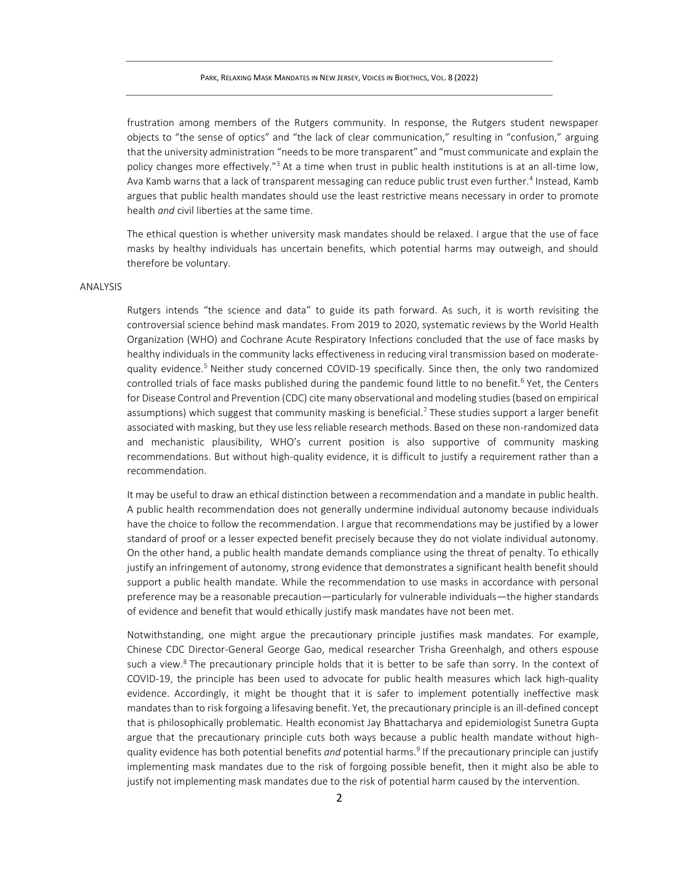frustration among members of the Rutgers community. In response, the Rutgers student newspaper objects to "the sense of optics" and "the lack of clear communication," resulting in "confusion," arguing that the university administration "needs to be more transparent" and "must communicate and explain the policy changes more effectively."[3] At a time when trust in public health institutions is at an all-time low, Ava Kamb warns that a lack of transparent messaging can reduce public trust even further.[4] Instead, Kamb argues that public health mandates should use the least restrictive means necessary in order to promote health *and* civil liberties at the same time.

The ethical question is whether university mask mandates should be relaxed. I argue that the use of face masks by healthy individuals has uncertain benefits, which potential harms may outweigh, and should therefore be voluntary.

## ANALYSIS

Rutgers intends "the science and data" to guide its path forward. As such, it is worth revisiting the controversial science behind mask mandates. From 2019 to 2020, systematic reviews by the World Health Organization (WHO) and Cochrane Acute Respiratory Infections concluded that the use of face masks by healthy individuals in the community lacks effectiveness in reducing viral transmission based on moderate-quality evidence.[5] Neither study concerned COVID-19 specifically. Since then, the only two randomized controlled trials of face masks published during the pandemic found little to no benefit.[6] Yet, the Centers for Disease Control and Prevention (CDC) cite many observational and modeling studies (based on empirical assumptions) which suggest that community masking is beneficial.[7] These studies support a larger benefit associated with masking, but they use less reliable research methods. Based on these non-randomized data and mechanistic plausibility, WHO's current position is also supportive of community masking recommendations. But without high-quality evidence, it is difficult to justify a requirement rather than a recommendation.

It may be useful to draw an ethical distinction between a recommendation and a mandate in public health. A public health recommendation does not generally undermine individual autonomy because individuals have the choice to follow the recommendation. I argue that recommendations may be justified by a lower standard of proof or a lesser expected benefit precisely because they do not violate individual autonomy. On the other hand, a public health mandate demands compliance using the threat of penalty. To ethically justify an infringement of autonomy, strong evidence that demonstrates a significant health benefit should support a public health mandate. While the recommendation to use masks in accordance with personal preference may be a reasonable precaution—particularly for vulnerable individuals—the higher standards of evidence and benefit that would ethically justify mask mandates have not been met.

Notwithstanding, one might argue the precautionary principle justifies mask mandates. For example, Chinese CDC Director-General George Gao, medical researcher Trisha Greenhalgh, and others espouse such a view.[8] The precautionary principle holds that it is better to be safe than sorry. In the context of COVID-19, the principle has been used to advocate for public health measures which lack high-quality evidence. Accordingly, it might be thought that it is safer to implement potentially ineffective mask mandates than to risk forgoing a lifesaving benefit. Yet, the precautionary principle is an ill-defined concept that is philosophically problematic. Health economist Jay Bhattacharya and epidemiologist Sunetra Gupta argue that the precautionary principle cuts both ways because a public health mandate without high-quality evidence has both potential benefits *and* potential harms.[9] If the precautionary principle can justify implementing mask mandates due to the risk of forgoing possible benefit, then it might also be able to justify not implementing mask mandates due to the risk of potential harm caused by the intervention.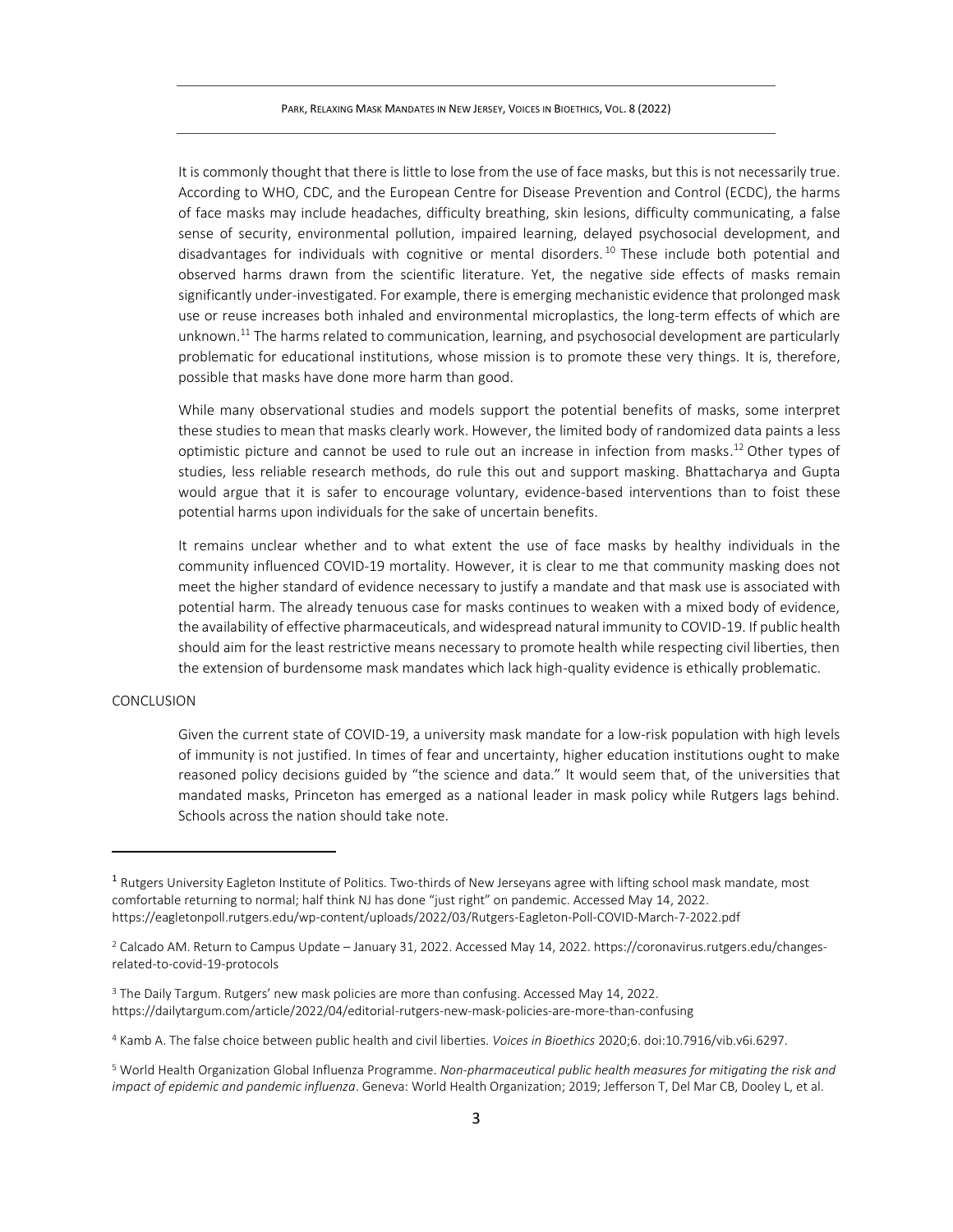It is commonly thought that there is little to lose from the use of face masks, but this is not necessarily true. According to WHO, CDC, and the European Centre for Disease Prevention and Control (ECDC), the harms of face masks may include headaches, difficulty breathing, skin lesions, difficulty communicating, a false sense of security, environmental pollution, impaired learning, delayed psychosocial development, and disadvantages for individuals with cognitive or mental disorders.[10] These include both potential and observed harms drawn from the scientific literature. Yet, the negative side effects of masks remain significantly under-investigated. For example, there is emerging mechanistic evidence that prolonged mask use or reuse increases both inhaled and environmental microplastics, the long-term effects of which are unknown.[11] The harms related to communication, learning, and psychosocial development are particularly problematic for educational institutions, whose mission is to promote these very things. It is, therefore, possible that masks have done more harm than good.

While many observational studies and models support the potential benefits of masks, some interpret these studies to mean that masks clearly work. However, the limited body of randomized data paints a less optimistic picture and cannot be used to rule out an increase in infection from masks.[12] Other types of studies, less reliable research methods, do rule this out and support masking. Bhattacharya and Gupta would argue that it is safer to encourage voluntary, evidence-based interventions than to foist these potential harms upon individuals for the sake of uncertain benefits.

It remains unclear whether and to what extent the use of face masks by healthy individuals in the community influenced COVID-19 mortality. However, it is clear to me that community masking does not meet the higher standard of evidence necessary to justify a mandate and that mask use is associated with potential harm. The already tenuous case for masks continues to weaken with a mixed body of evidence, the availability of effective pharmaceuticals, and widespread natural immunity to COVID-19. If public health should aim for the least restrictive means necessary to promote health while respecting civil liberties, then the extension of burdensome mask mandates which lack high-quality evidence is ethically problematic.

## CONCLUSION

Given the current state of COVID-19, a university mask mandate for a low-risk population with high levels of immunity is not justified. In times of fear and uncertainty, higher education institutions ought to make reasoned policy decisions guided by "the science and data." It would seem that, of the universities that mandated masks, Princeton has emerged as a national leader in mask policy while Rutgers lags behind. Schools across the nation should take note.

---

[1] Rutgers University Eagleton Institute of Politics. Two-thirds of New Jerseyans agree with lifting school mask mandate, most comfortable returning to normal; half think NJ has done "just right" on pandemic. Accessed May 14, 2022. https://eagletonpoll.rutgers.edu/wp-content/uploads/2022/03/Rutgers-Eagleton-Poll-COVID-March-7-2022.pdf

[2] Calcado AM. Return to Campus Update – January 31, 2022. Accessed May 14, 2022. https://coronavirus.rutgers.edu/changes-related-to-covid-19-protocols

[3] The Daily Targum. Rutgers' new mask policies are more than confusing. Accessed May 14, 2022. https://dailytargum.com/article/2022/04/editorial-rutgers-new-mask-policies-are-more-than-confusing

[4] Kamb A. The false choice between public health and civil liberties. *Voices in Bioethics* 2020;6. doi:10.7916/vib.v6i.6297.

[5] World Health Organization Global Influenza Programme. *Non-pharmaceutical public health measures for mitigating the risk and impact of epidemic and pandemic influenza*. Geneva: World Health Organization; 2019; Jefferson T, Del Mar CB, Dooley L, et al.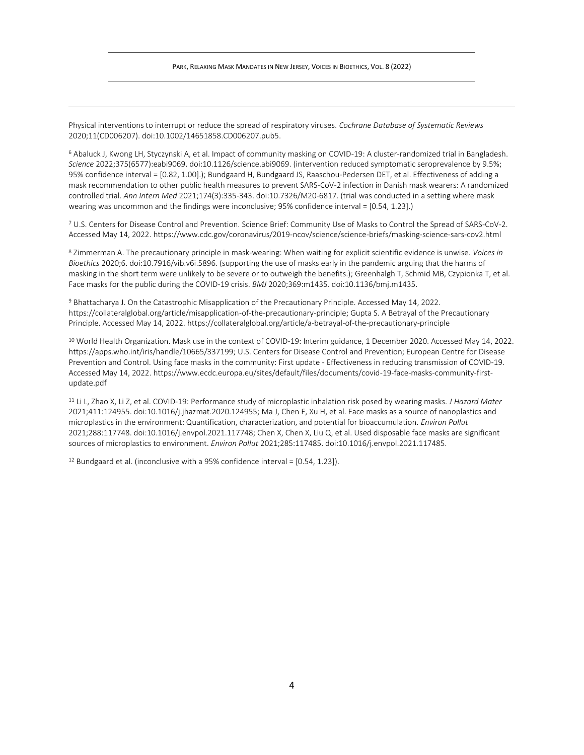Physical interventions to interrupt or reduce the spread of respiratory viruses. *Cochrane Database of Systematic Reviews* 2020;11(CD006207). doi:10.1002/14651858.CD006207.pub5.

[6] Abaluck J, Kwong LH, Styczynski A, et al. Impact of community masking on COVID-19: A cluster-randomized trial in Bangladesh. *Science* 2022;375(6577):eabi9069. doi:10.1126/science.abi9069. (intervention reduced symptomatic seroprevalence by 9.5%; 95% confidence interval = [0.82, 1.00].); Bundgaard H, Bundgaard JS, Raaschou-Pedersen DET, et al. Effectiveness of adding a mask recommendation to other public health measures to prevent SARS-CoV-2 infection in Danish mask wearers: A randomized controlled trial. *Ann Intern Med* 2021;174(3):335-343. doi:10.7326/M20-6817. (trial was conducted in a setting where mask wearing was uncommon and the findings were inconclusive; 95% confidence interval = [0.54, 1.23].)

[7] U.S. Centers for Disease Control and Prevention. Science Brief: Community Use of Masks to Control the Spread of SARS-CoV-2. Accessed May 14, 2022. https://www.cdc.gov/coronavirus/2019-ncov/science/science-briefs/masking-science-sars-cov2.html

[8] Zimmerman A. The precautionary principle in mask-wearing: When waiting for explicit scientific evidence is unwise. *Voices in Bioethics* 2020;6. doi:10.7916/vib.v6i.5896. (supporting the use of masks early in the pandemic arguing that the harms of masking in the short term were unlikely to be severe or to outweigh the benefits.); Greenhalgh T, Schmid MB, Czypionka T, et al. Face masks for the public during the COVID-19 crisis. *BMJ* 2020;369:m1435. doi:10.1136/bmj.m1435.

[9] Bhattacharya J. On the Catastrophic Misapplication of the Precautionary Principle. Accessed May 14, 2022. https://collateralglobal.org/article/misapplication-of-the-precautionary-principle; Gupta S. A Betrayal of the Precautionary Principle. Accessed May 14, 2022. https://collateralglobal.org/article/a-betrayal-of-the-precautionary-principle

[10] World Health Organization. Mask use in the context of COVID-19: Interim guidance, 1 December 2020. Accessed May 14, 2022. https://apps.who.int/iris/handle/10665/337199; U.S. Centers for Disease Control and Prevention; European Centre for Disease Prevention and Control. Using face masks in the community: First update - Effectiveness in reducing transmission of COVID-19. Accessed May 14, 2022. https://www.ecdc.europa.eu/sites/default/files/documents/covid-19-face-masks-community-first-update.pdf

[11] Li L, Zhao X, Li Z, et al. COVID-19: Performance study of microplastic inhalation risk posed by wearing masks. *J Hazard Mater* 2021;411:124955. doi:10.1016/j.jhazmat.2020.124955; Ma J, Chen F, Xu H, et al. Face masks as a source of nanoplastics and microplastics in the environment: Quantification, characterization, and potential for bioaccumulation. *Environ Pollut* 2021;288:117748. doi:10.1016/j.envpol.2021.117748; Chen X, Chen X, Liu Q, et al. Used disposable face masks are significant sources of microplastics to environment. *Environ Pollut* 2021;285:117485. doi:10.1016/j.envpol.2021.117485.

[12] Bundgaard et al. (inconclusive with a 95% confidence interval = [0.54, 1.23]).